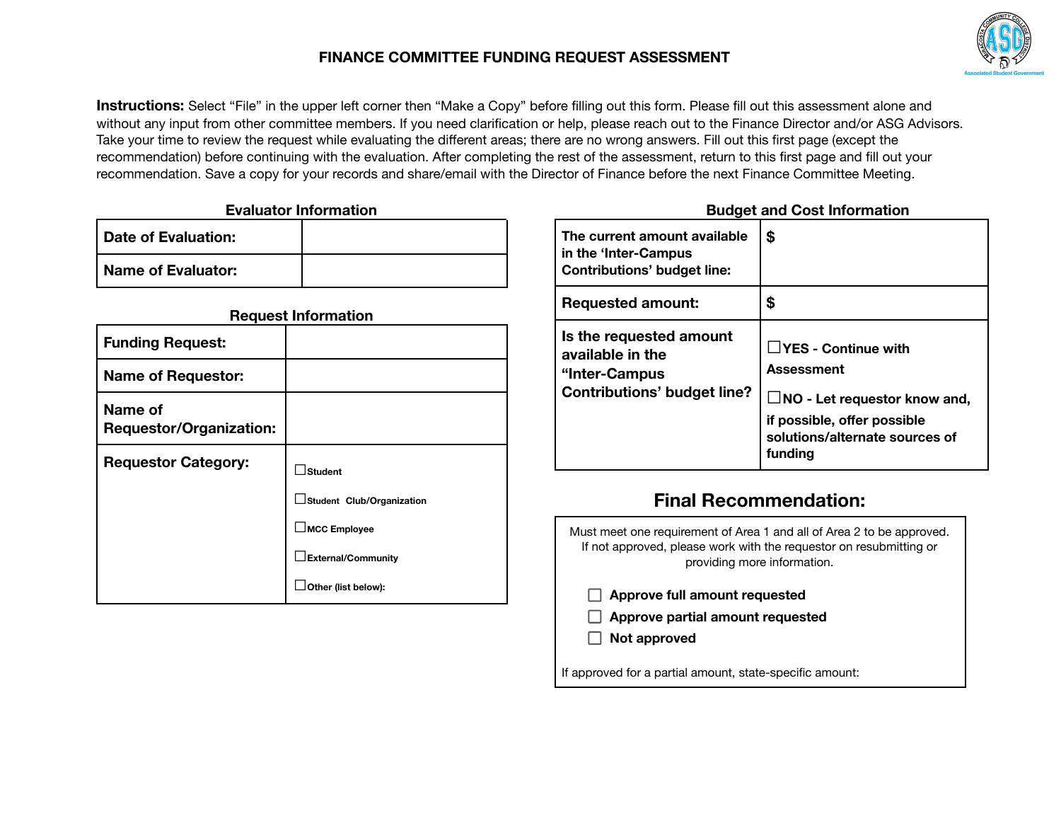# FINANCE COMMITTEE FUNDING REQUEST ASSESSMENT

**Instructions:** Select “File” in the upper left corner then “Make a Copy” before filling out this form. Please fill out this assessment alone and without any input from other committee members. If you need clarification or help, please reach out to the Finance Director and/or ASG Advisors. Take your time to review the request while evaluating the different areas; there are no wrong answers. Fill out this first page (except the recommendation) before continuing with the evaluation. After completing the rest of the assessment, return to this first page and fill out your recommendation. Save a copy for your records and share/email with the Director of Finance before the next Finance Committee Meeting.

### Evaluator Information

| | |
|---|---|
| **Date of Evaluation:** | |
| **Name of Evaluator:** | |

### Request Information

| | |
|---|---|
| **Funding Request:** | |
| **Name of Requestor:** | |
| **Name of Requestor/Organization:** | |
| **Requestor Category:** | ☐ Student<br>☐ Student Club/Organization<br>☐ MCC Employee<br>☐ External/Community<br>☐ Other (list below): |

### Budget and Cost Information

| | |
|---|---|
| **The current amount available in the ‘Inter-Campus Contributions’ budget line:** | $ |
| **Requested amount:** | $ |
| **Is the requested amount available in the “Inter-Campus Contributions’ budget line?** | ☐ **YES - Continue with Assessment**<br>☐ **NO - Let requestor know and, if possible, offer possible solutions/alternate sources of funding** |

## Final Recommendation:

Must meet one requirement of Area 1 and all of Area 2 to be approved. If not approved, please work with the requestor on resubmitting or providing more information.

- ☐ **Approve full amount requested**
- ☐ **Approve partial amount requested**
- ☐ **Not approved**

If approved for a partial amount, state-specific amount: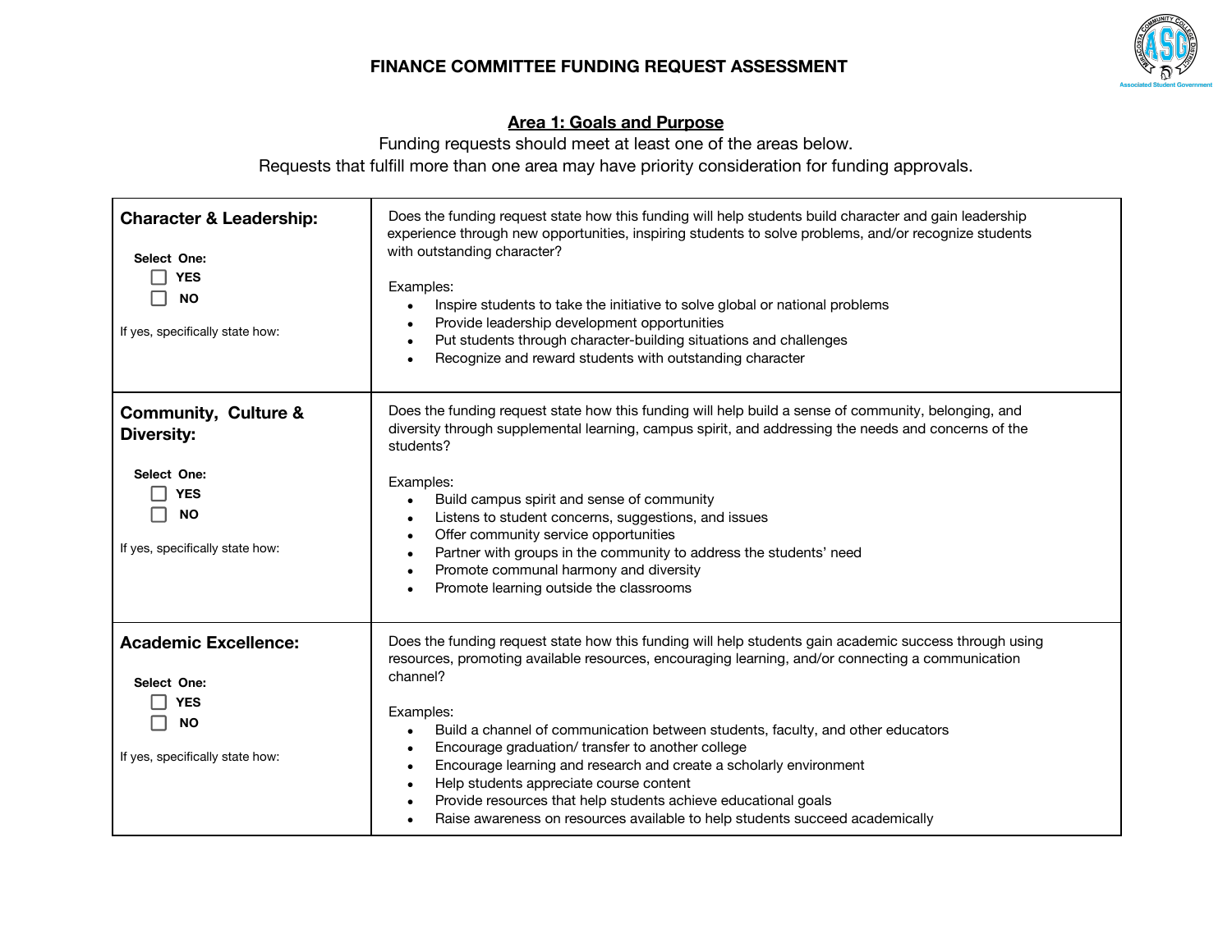# FINANCE COMMITTEE FUNDING REQUEST ASSESSMENT

## Area 1: Goals and Purpose

Funding requests should meet at least one of the areas below.
Requests that fulfill more than one area may have priority consideration for funding approvals.

| | |
|---|---|
| **Character & Leadership:**<br><br>**Select One:**<br>☐ **YES**<br>☐ **NO**<br><br>If yes, specifically state how: | Does the funding request state how this funding will help students build character and gain leadership experience through new opportunities, inspiring students to solve problems, and/or recognize students with outstanding character?<br><br>Examples:<br>• Inspire students to take the initiative to solve global or national problems<br>• Provide leadership development opportunities<br>• Put students through character-building situations and challenges<br>• Recognize and reward students with outstanding character |
| **Community, Culture & Diversity:**<br><br>**Select One:**<br>☐ **YES**<br>☐ **NO**<br><br>If yes, specifically state how: | Does the funding request state how this funding will help build a sense of community, belonging, and diversity through supplemental learning, campus spirit, and addressing the needs and concerns of the students?<br><br>Examples:<br>• Build campus spirit and sense of community<br>• Listens to student concerns, suggestions, and issues<br>• Offer community service opportunities<br>• Partner with groups in the community to address the students' need<br>• Promote communal harmony and diversity<br>• Promote learning outside the classrooms |
| **Academic Excellence:**<br><br>**Select One:**<br>☐ **YES**<br>☐ **NO**<br><br>If yes, specifically state how: | Does the funding request state how this funding will help students gain academic success through using resources, promoting available resources, encouraging learning, and/or connecting a communication channel?<br><br>Examples:<br>• Build a channel of communication between students, faculty, and other educators<br>• Encourage graduation/ transfer to another college<br>• Encourage learning and research and create a scholarly environment<br>• Help students appreciate course content<br>• Provide resources that help students achieve educational goals<br>• Raise awareness on resources available to help students succeed academically |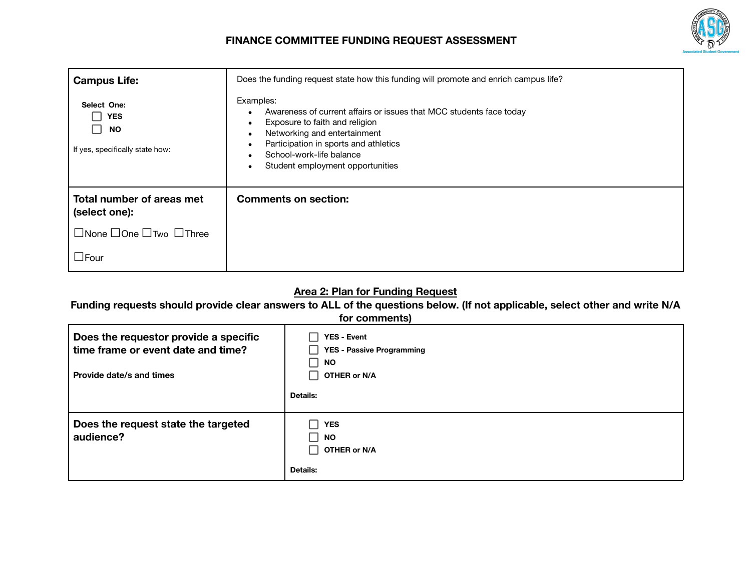# FINANCE COMMITTEE FUNDING REQUEST ASSESSMENT

| **Campus Life:**<br><br>Select One:<br>☐ YES<br>☐ NO<br><br>If yes, specifically state how: | Does the funding request state how this funding will promote and enrich campus life?<br><br>Examples:<br>• Awareness of current affairs or issues that MCC students face today<br>• Exposure to faith and religion<br>• Networking and entertainment<br>• Participation in sports and athletics<br>• School-work-life balance<br>• Student employment opportunities |
|---|---|
| **Total number of areas met (select one):**<br><br>☐None ☐One ☐Two ☐Three<br><br>☐Four | **Comments on section:** |

## Area 2: Plan for Funding Request

**Funding requests should provide clear answers to ALL of the questions below. (If not applicable, select other and write N/A for comments)**

| **Does the requestor provide a specific time frame or event date and time?**<br><br>**Provide date/s and times** | ☐ **YES - Event**<br>☐ **YES - Passive Programming**<br>☐ **NO**<br>☐ **OTHER or N/A**<br><br>**Details:** |
|---|---|
| **Does the request state the targeted audience?** | ☐ **YES**<br>☐ **NO**<br>☐ **OTHER or N/A**<br><br>**Details:** |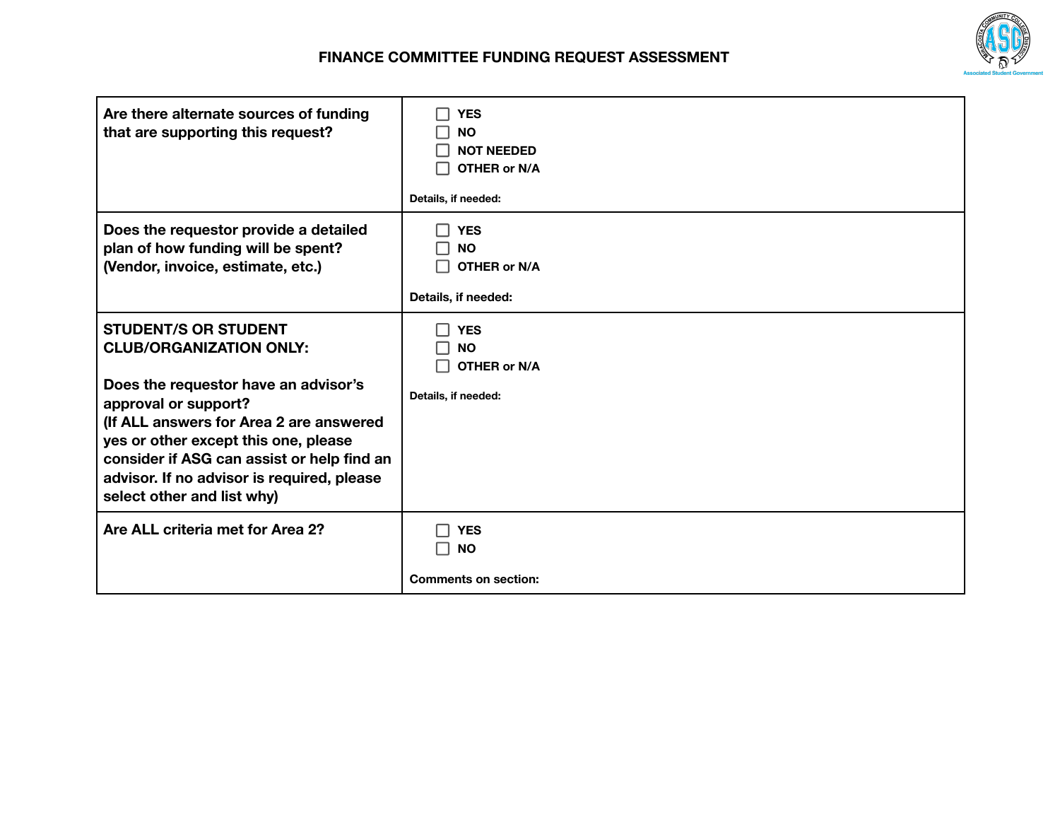# FINANCE COMMITTEE FUNDING REQUEST ASSESSMENT

| | |
|---|---|
| **Are there alternate sources of funding that are supporting this request?** | ☐ YES<br>☐ NO<br>☐ NOT NEEDED<br>☐ OTHER or N/A<br><br>**Details, if needed:** |
| **Does the requestor provide a detailed plan of how funding will be spent? (Vendor, invoice, estimate, etc.)** | ☐ YES<br>☐ NO<br>☐ OTHER or N/A<br><br>**Details, if needed:** |
| **STUDENT/S OR STUDENT CLUB/ORGANIZATION ONLY:**<br><br>**Does the requestor have an advisor's approval or support? (If ALL answers for Area 2 are answered yes or other except this one, please consider if ASG can assist or help find an advisor. If no advisor is required, please select other and list why)** | ☐ YES<br>☐ NO<br>☐ OTHER or N/A<br><br>**Details, if needed:** |
| **Are ALL criteria met for Area 2?** | ☐ YES<br>☐ NO<br><br>**Comments on section:** |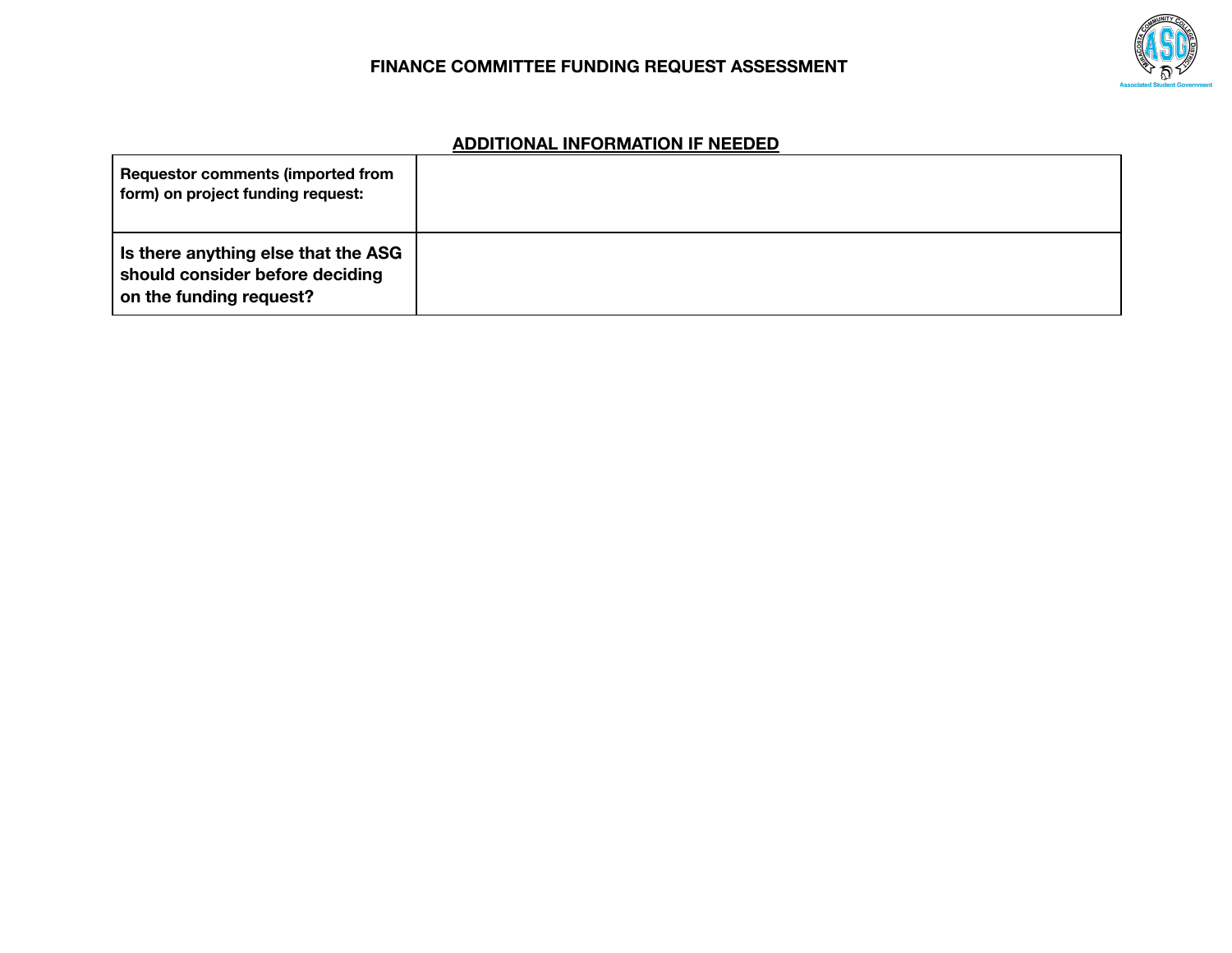# FINANCE COMMITTEE FUNDING REQUEST ASSESSMENT

## ADDITIONAL INFORMATION IF NEEDED

| | |
|---|---|
| **Requestor comments (imported from form) on project funding request:** | |
| **Is there anything else that the ASG should consider before deciding on the funding request?** | |